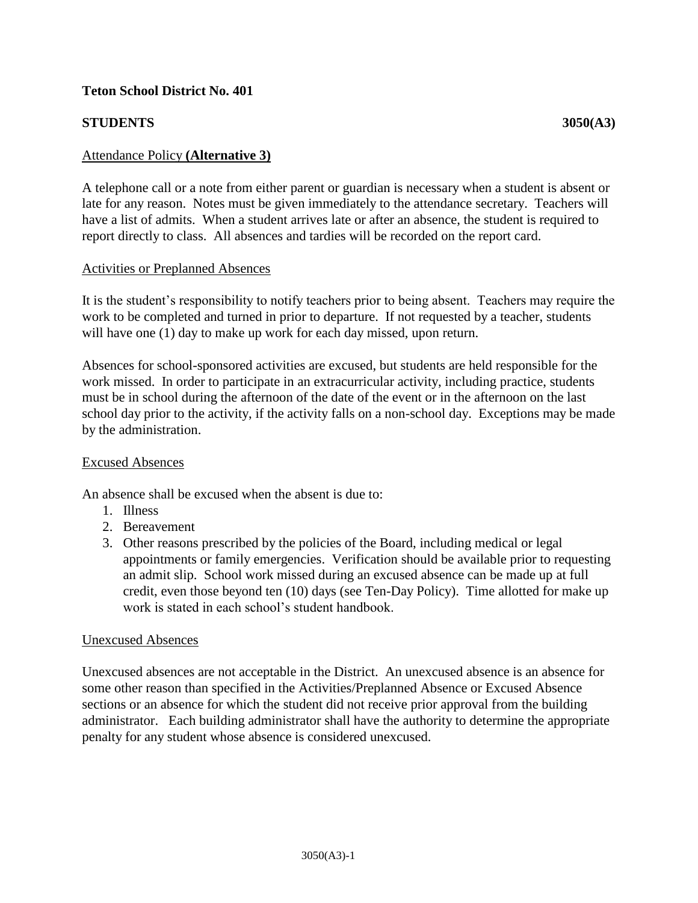**Teton School District No. 401**

**STUDENTS** **3050(A3)**

Attendance Policy **(Alternative 3)**

A telephone call or a note from either parent or guardian is necessary when a student is absent or late for any reason. Notes must be given immediately to the attendance secretary. Teachers will have a list of admits. When a student arrives late or after an absence, the student is required to report directly to class. All absences and tardies will be recorded on the report card.

Activities or Preplanned Absences

It is the student's responsibility to notify teachers prior to being absent. Teachers may require the work to be completed and turned in prior to departure. If not requested by a teacher, students will have one (1) day to make up work for each day missed, upon return.

Absences for school-sponsored activities are excused, but students are held responsible for the work missed. In order to participate in an extracurricular activity, including practice, students must be in school during the afternoon of the date of the event or in the afternoon on the last school day prior to the activity, if the activity falls on a non-school day. Exceptions may be made by the administration.

Excused Absences

An absence shall be excused when the absent is due to:

1. Illness
2. Bereavement
3. Other reasons prescribed by the policies of the Board, including medical or legal appointments or family emergencies. Verification should be available prior to requesting an admit slip. School work missed during an excused absence can be made up at full credit, even those beyond ten (10) days (see Ten-Day Policy). Time allotted for make up work is stated in each school's student handbook.

Unexcused Absences

Unexcused absences are not acceptable in the District. An unexcused absence is an absence for some other reason than specified in the Activities/Preplanned Absence or Excused Absence sections or an absence for which the student did not receive prior approval from the building administrator. Each building administrator shall have the authority to determine the appropriate penalty for any student whose absence is considered unexcused.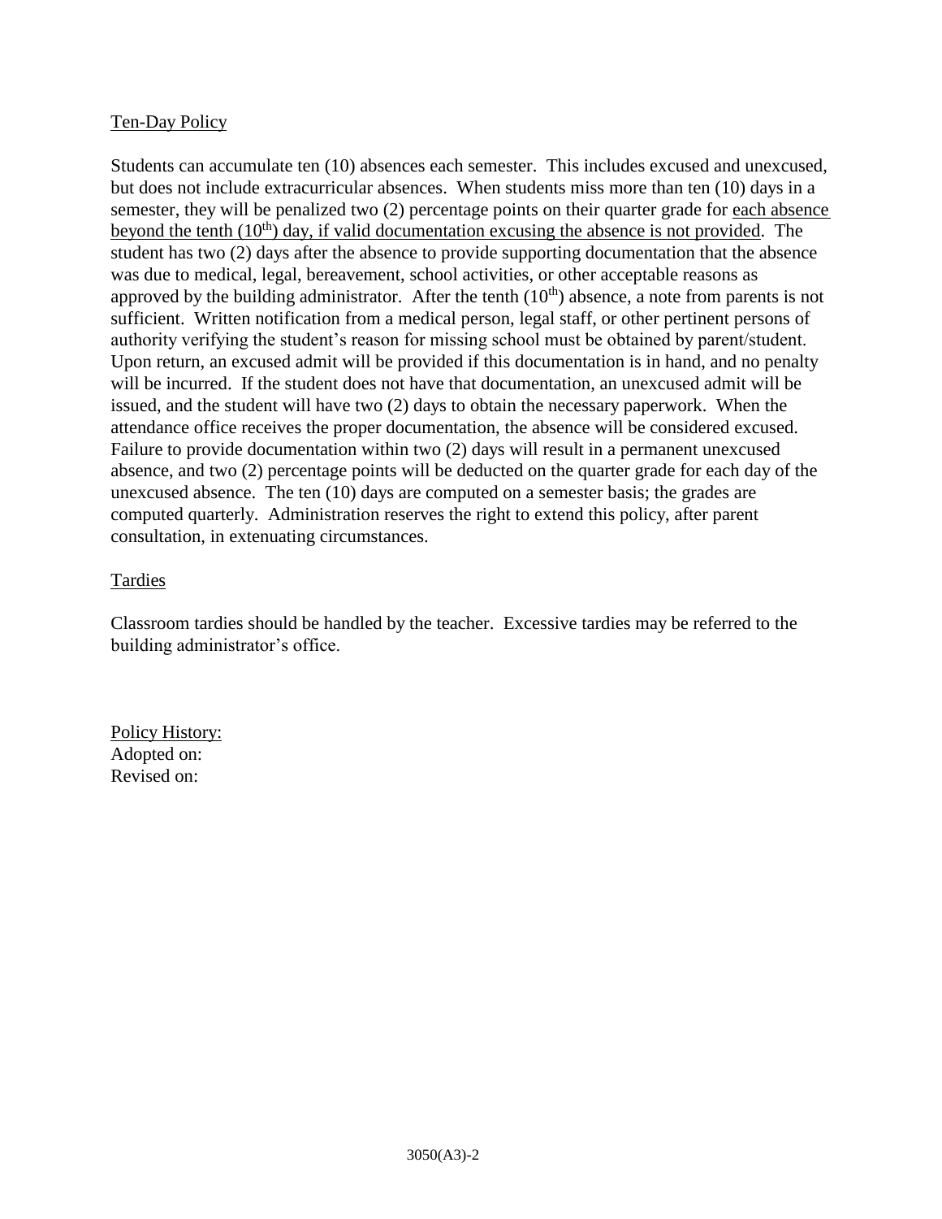Ten-Day Policy

Students can accumulate ten (10) absences each semester. This includes excused and unexcused, but does not include extracurricular absences. When students miss more than ten (10) days in a semester, they will be penalized two (2) percentage points on their quarter grade for each absence beyond the tenth ($10^{th}$) day, if valid documentation excusing the absence is not provided. The student has two (2) days after the absence to provide supporting documentation that the absence was due to medical, legal, bereavement, school activities, or other acceptable reasons as approved by the building administrator. After the tenth ($10^{th}$) absence, a note from parents is not sufficient. Written notification from a medical person, legal staff, or other pertinent persons of authority verifying the student's reason for missing school must be obtained by parent/student. Upon return, an excused admit will be provided if this documentation is in hand, and no penalty will be incurred. If the student does not have that documentation, an unexcused admit will be issued, and the student will have two (2) days to obtain the necessary paperwork. When the attendance office receives the proper documentation, the absence will be considered excused. Failure to provide documentation within two (2) days will result in a permanent unexcused absence, and two (2) percentage points will be deducted on the quarter grade for each day of the unexcused absence. The ten (10) days are computed on a semester basis; the grades are computed quarterly. Administration reserves the right to extend this policy, after parent consultation, in extenuating circumstances.

Tardies

Classroom tardies should be handled by the teacher. Excessive tardies may be referred to the building administrator's office.

Policy History:
Adopted on:
Revised on: